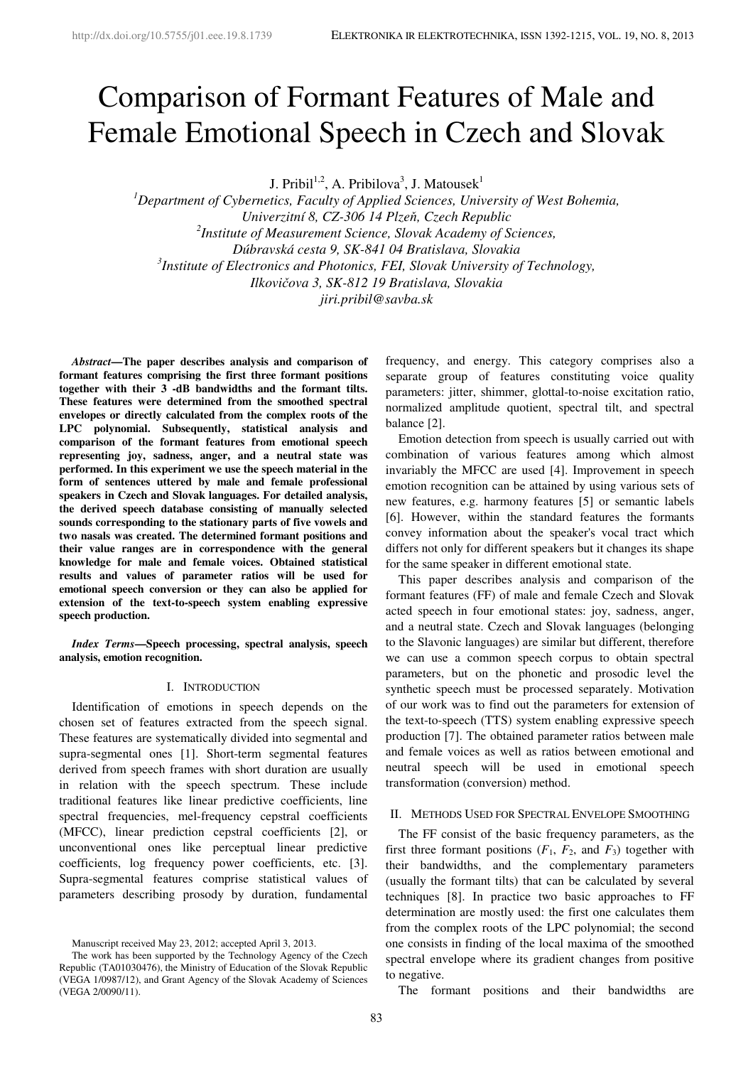# Comparison of Formant Features of Male and Female Emotional Speech in Czech and Slovak

J. Pribil[1,2], A. Pribilova[3], J. Matousek[1]

[1]*Department of Cybernetics, Faculty of Applied Sciences, University of West Bohemia, Univerzitní 8, CZ-306 14 Plzeň, Czech Republic*
[2]*Institute of Measurement Science, Slovak Academy of Sciences, Dúbravská cesta 9, SK-841 04 Bratislava, Slovakia*
[3]*Institute of Electronics and Photonics, FEI, Slovak University of Technology, Ilkovičova 3, SK-812 19 Bratislava, Slovakia*
*jiri.pribil@savba.sk*

***Abstract*—The paper describes analysis and comparison of formant features comprising the first three formant positions together with their 3 -dB bandwidths and the formant tilts. These features were determined from the smoothed spectral envelopes or directly calculated from the complex roots of the LPC polynomial. Subsequently, statistical analysis and comparison of the formant features from emotional speech representing joy, sadness, anger, and a neutral state was performed. In this experiment we use the speech material in the form of sentences uttered by male and female professional speakers in Czech and Slovak languages. For detailed analysis, the derived speech database consisting of manually selected sounds corresponding to the stationary parts of five vowels and two nasals was created. The determined formant positions and their value ranges are in correspondence with the general knowledge for male and female voices. Obtained statistical results and values of parameter ratios will be used for emotional speech conversion or they can also be applied for extension of the text-to-speech system enabling expressive speech production.**

***Index Terms*—Speech processing, spectral analysis, speech analysis, emotion recognition.**

## I. Introduction

Identification of emotions in speech depends on the chosen set of features extracted from the speech signal. These features are systematically divided into segmental and supra-segmental ones [1]. Short-term segmental features derived from speech frames with short duration are usually in relation with the speech spectrum. These include traditional features like linear predictive coefficients, line spectral frequencies, mel-frequency cepstral coefficients (MFCC), linear prediction cepstral coefficients [2], or unconventional ones like perceptual linear predictive coefficients, log frequency power coefficients, etc. [3]. Supra-segmental features comprise statistical values of parameters describing prosody by duration, fundamental frequency, and energy. This category comprises also a separate group of features constituting voice quality parameters: jitter, shimmer, glottal-to-noise excitation ratio, normalized amplitude quotient, spectral tilt, and spectral balance [2].

Emotion detection from speech is usually carried out with combination of various features among which almost invariably the MFCC are used [4]. Improvement in speech emotion recognition can be attained by using various sets of new features, e.g. harmony features [5] or semantic labels [6]. However, within the standard features the formants convey information about the speaker's vocal tract which differs not only for different speakers but it changes its shape for the same speaker in different emotional state.

This paper describes analysis and comparison of the formant features (FF) of male and female Czech and Slovak acted speech in four emotional states: joy, sadness, anger, and a neutral state. Czech and Slovak languages (belonging to the Slavonic languages) are similar but different, therefore we can use a common speech corpus to obtain spectral parameters, but on the phonetic and prosodic level the synthetic speech must be processed separately. Motivation of our work was to find out the parameters for extension of the text-to-speech (TTS) system enabling expressive speech production [7]. The obtained parameter ratios between male and female voices as well as ratios between emotional and neutral speech will be used in emotional speech transformation (conversion) method.

## II. Methods Used for Spectral Envelope Smoothing

The FF consist of the basic frequency parameters, as the first three formant positions ($F_1$, $F_2$, and $F_3$) together with their bandwidths, and the complementary parameters (usually the formant tilts) that can be calculated by several techniques [8]. In practice two basic approaches to FF determination are mostly used: the first one calculates them from the complex roots of the LPC polynomial; the second one consists in finding of the local maxima of the smoothed spectral envelope where its gradient changes from positive to negative.

The formant positions and their bandwidths are

Manuscript received May 23, 2012; accepted April 3, 2013.

The work has been supported by the Technology Agency of the Czech Republic (TA01030476), the Ministry of Education of the Slovak Republic (VEGA 1/0987/12), and Grant Agency of the Slovak Academy of Sciences (VEGA 2/0090/11).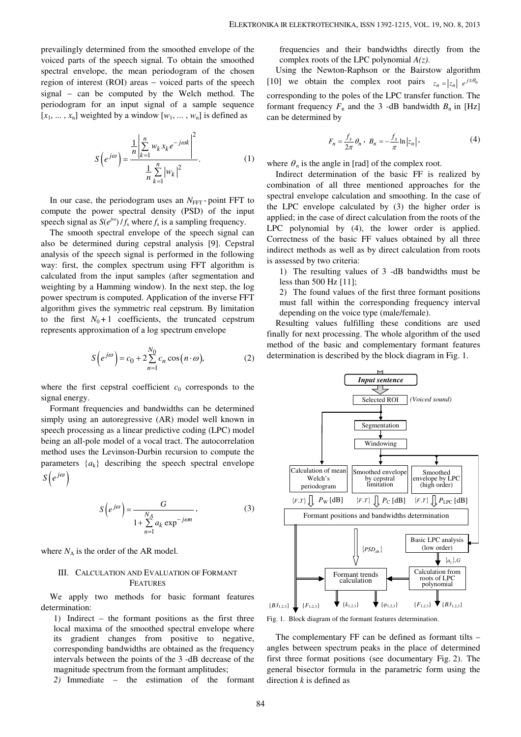prevailingly determined from the smoothed envelope of the voiced parts of the speech signal. To obtain the smoothed spectral envelope, the mean periodogram of the chosen region of interest (ROI) areas − voiced parts of the speech signal − can be computed by the Welch method. The periodogram for an input signal of a sample sequence $[x_1, \ldots, x_n]$ weighted by a window $[w_1, \ldots, w_n]$ is defined as

$$S\left(e^{j\omega}\right) = \frac{\frac{1}{n}\left|\sum_{k=1}^{n} w_k x_k e^{-j\omega k}\right|^2}{\frac{1}{n}\sum_{k=1}^{n}\left|w_k\right|^2}. \tag{1}$$

In our case, the periodogram uses an $N_{FFT}$ - point FFT to compute the power spectral density (PSD) of the input speech signal as $S(e^{j\omega})/f_s$ where $f_s$ is a sampling frequency.

The smooth spectral envelope of the speech signal can also be determined during cepstral analysis [9]. Cepstral analysis of the speech signal is performed in the following way: first, the complex spectrum using FFT algorithm is calculated from the input samples (after segmentation and weighting by a Hamming window). In the next step, the log power spectrum is computed. Application of the inverse FFT algorithm gives the symmetric real cepstrum. By limitation to the first $N_0 + 1$ coefficients, the truncated cepstrum represents approximation of a log spectrum envelope

$$S\left(e^{j\omega}\right) = c_0 + 2\sum_{n=1}^{N_0} c_n \cos\left(n \cdot \omega\right), \tag{2}$$

where the first cepstral coefficient $c_0$ corresponds to the signal energy.

Formant frequencies and bandwidths can be determined simply using an autoregressive (AR) model well known in speech processing as a linear predictive coding (LPC) model being an all-pole model of a vocal tract. The autocorrelation method uses the Levinson-Durbin recursion to compute the parameters $\{a_k\}$ describing the speech spectral envelope $S\left(e^{j\omega}\right)$

$$S\left(e^{j\omega}\right) = \frac{G}{1 + \sum_{n=1}^{N_A} a_k \exp^{-j\omega n}}, \tag{3}$$

where $N_A$ is the order of the AR model.

## III. Calculation and Evaluation of Formant Features

We apply two methods for basic formant features determination:

1) Indirect – the formant positions as the first three local maxima of the smoothed spectral envelope where its gradient changes from positive to negative, corresponding bandwidths are obtained as the frequency intervals between the points of the 3 -dB decrease of the magnitude spectrum from the formant amplitudes;

*2)* Immediate – the estimation of the formant frequencies and their bandwidths directly from the complex roots of the LPC polynomial *A(z)*.

Using the Newton-Raphson or the Bairstow algorithm [10] we obtain the complex root pairs $z_n = |z_n| \; e^{j\pm\theta_n}$ corresponding to the poles of the LPC transfer function. The formant frequency $F_n$ and the 3 -dB bandwidth $B_n$ in [Hz] can be determined by

$$F_n = \frac{f_s}{2\pi}\theta_n, \; B_n = -\frac{f_s}{\pi}\ln|z_n|, \tag{4}$$

where $\theta_n$ is the angle in [rad] of the complex root.

Indirect determination of the basic FF is realized by combination of all three mentioned approaches for the spectral envelope calculation and smoothing. In the case of the LPC envelope calculated by (3) the higher order is applied; in the case of direct calculation from the roots of the LPC polynomial by (4), the lower order is applied. Correctness of the basic FF values obtained by all three indirect methods as well as by direct calculation from roots is assessed by two criteria:

1) The resulting values of 3 -dB bandwidths must be less than 500 Hz [11];
2) The found values of the first three formant positions must fall within the corresponding frequency interval depending on the voice type (male/female).

Resulting values fulfilling these conditions are used finally for next processing. The whole algorithm of the used method of the basic and complementary formant features determination is described by the block diagram in Fig. 1.

Fig. 1. Block diagram of the formant features determination.

The complementary FF can be defined as formant tilts – angles between spectrum peaks in the place of determined first three format positions (see documentary Fig. 2). The general bisector formula in the parametric form using the direction *k* is defined as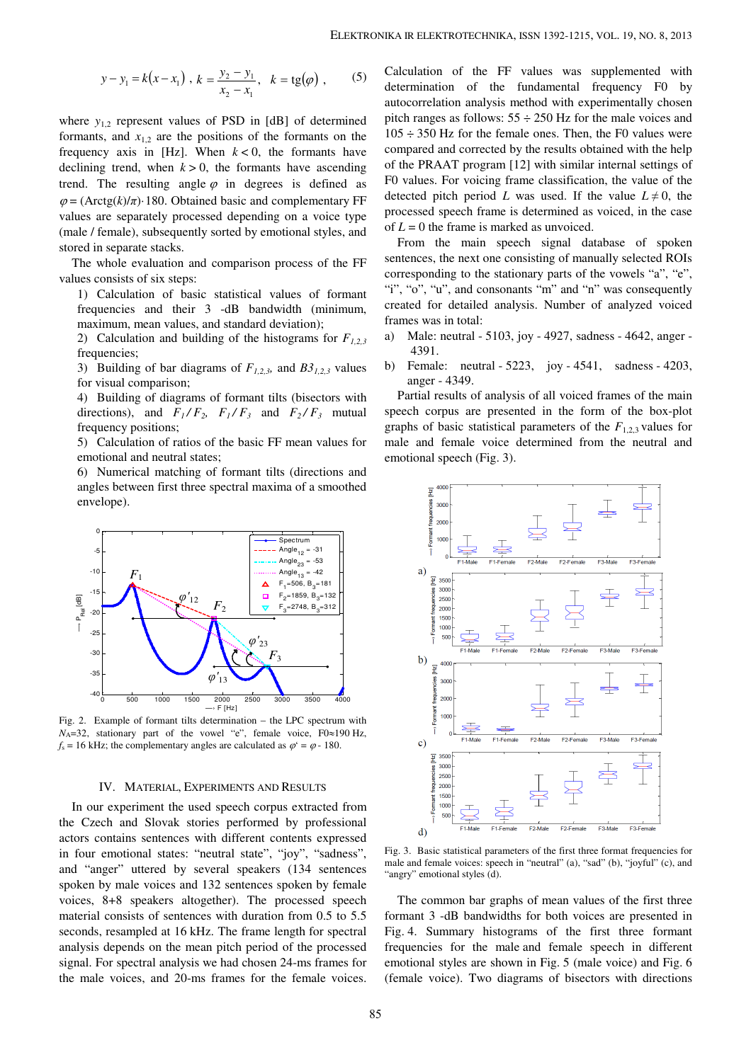$$y - y_1 = k(x - x_1),\; k = \frac{y_2 - y_1}{x_2 - x_1},\;\; k = \mathrm{tg}(\varphi), \qquad (5)$$

where $y_{1,2}$ represent values of PSD in [dB] of determined formants, and $x_{1,2}$ are the positions of the formants on the frequency axis in [Hz]. When $k < 0$, the formants have declining trend, when $k > 0$, the formants have ascending trend. The resulting angle $\varphi$ in degrees is defined as $\varphi = (\mathrm{Arctg}(k)/\pi)\cdot 180$. Obtained basic and complementary FF values are separately processed depending on a voice type (male / female), subsequently sorted by emotional styles, and stored in separate stacks.

The whole evaluation and comparison process of the FF values consists of six steps:

1) Calculation of basic statistical values of formant frequencies and their 3 -dB bandwidth (minimum, maximum, mean values, and standard deviation);
2) Calculation and building of the histograms for $F_{1,2,3}$ frequencies;
3) Building of bar diagrams of $F_{1,2,3}$ and $B3_{1,2,3}$ values for visual comparison;
4) Building of diagrams of formant tilts (bisectors with directions), and $F_1/F_2$, $F_1/F_3$ and $F_2/F_3$ mutual frequency positions;
5) Calculation of ratios of the basic FF mean values for emotional and neutral states;
6) Numerical matching of formant tilts (directions and angles between first three spectral maxima of a smoothed envelope).

Fig. 2. Example of formant tilts determination – the LPC spectrum with $N_A$=32, stationary part of the vowel "e", female voice, F0≈190 Hz, $f_s$ = 16 kHz; the complementary angles are calculated as $\varphi' = \varphi - 180$.

## IV. MATERIAL, EXPERIMENTS AND RESULTS

In our experiment the used speech corpus extracted from the Czech and Slovak stories performed by professional actors contains sentences with different contents expressed in four emotional states: "neutral state", "joy", "sadness", and "anger" uttered by several speakers (134 sentences spoken by male voices and 132 sentences spoken by female voices, 8+8 speakers altogether). The processed speech material consists of sentences with duration from 0.5 to 5.5 seconds, resampled at 16 kHz. The frame length for spectral analysis depends on the mean pitch period of the processed signal. For spectral analysis we had chosen 24-ms frames for the male voices, and 20-ms frames for the female voices. Calculation of the FF values was supplemented with determination of the fundamental frequency F0 by autocorrelation analysis method with experimentally chosen pitch ranges as follows: 55 ÷ 250 Hz for the male voices and 105 ÷ 350 Hz for the female ones. Then, the F0 values were compared and corrected by the results obtained with the help of the PRAAT program [12] with similar internal settings of F0 values. For voicing frame classification, the value of the detected pitch period $L$ was used. If the value $L \neq 0$, the processed speech frame is determined as voiced, in the case of $L = 0$ the frame is marked as unvoiced.

From the main speech signal database of spoken sentences, the next one consisting of manually selected ROIs corresponding to the stationary parts of the vowels "a", "e", "i", "o", "u", and consonants "m" and "n" was consequently created for detailed analysis. Number of analyzed voiced frames was in total:

a) Male: neutral - 5103, joy - 4927, sadness - 4642, anger - 4391.
b) Female: neutral - 5223, joy - 4541, sadness - 4203, anger - 4349.

Partial results of analysis of all voiced frames of the main speech corpus are presented in the form of the box-plot graphs of basic statistical parameters of the $F_{1,2,3}$ values for male and female voice determined from the neutral and emotional speech (Fig. 3).

Fig. 3. Basic statistical parameters of the first three format frequencies for male and female voices: speech in "neutral" (a), "sad" (b), "joyful" (c), and "angry" emotional styles (d).

The common bar graphs of mean values of the first three formant 3 -dB bandwidths for both voices are presented in Fig. 4. Summary histograms of the first three formant frequencies for the male and female speech in different emotional styles are shown in Fig. 5 (male voice) and Fig. 6 (female voice). Two diagrams of bisectors with directions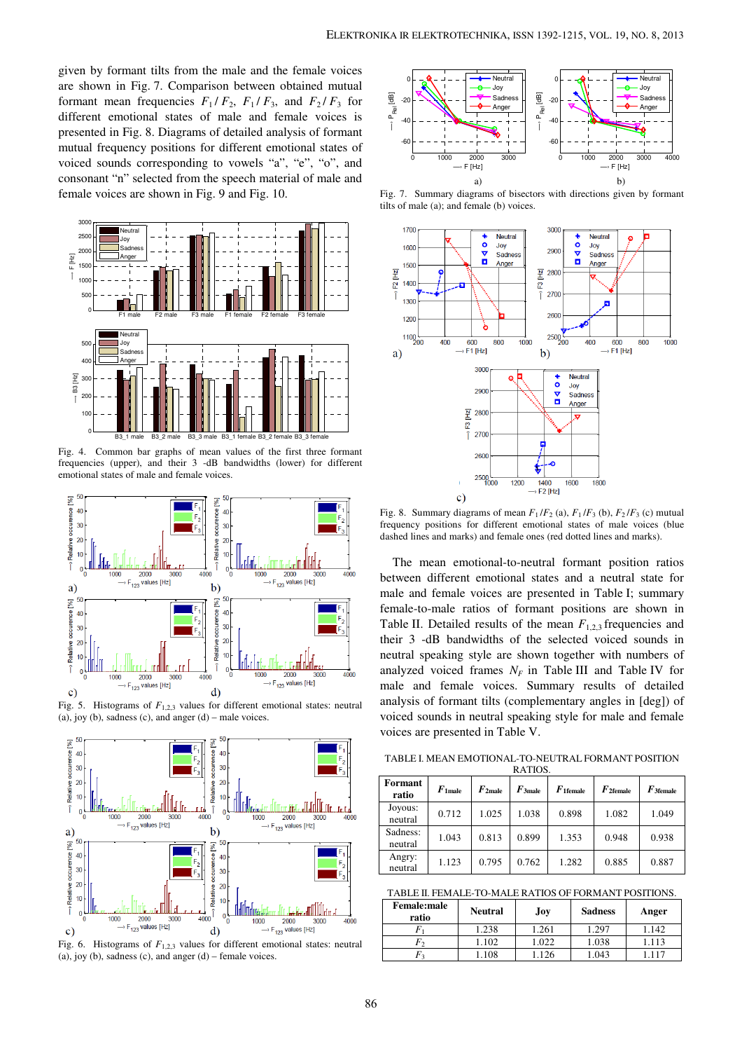given by formant tilts from the male and the female voices are shown in Fig. 7. Comparison between obtained mutual formant mean frequencies $F_1/F_2$, $F_1/F_3$, and $F_2/F_3$ for different emotional states of male and female voices is presented in Fig. 8. Diagrams of detailed analysis of formant mutual frequency positions for different emotional states of voiced sounds corresponding to vowels "a", "e", "o", and consonant "n" selected from the speech material of male and female voices are shown in Fig. 9 and Fig. 10.

Fig. 4. Common bar graphs of mean values of the first three formant frequencies (upper), and their 3 -dB bandwidths (lower) for different emotional states of male and female voices.

Fig. 5. Histograms of $F_{1,2,3}$ values for different emotional states: neutral (a), joy (b), sadness (c), and anger (d) – male voices.

Fig. 6. Histograms of $F_{1,2,3}$ values for different emotional states: neutral (a), joy (b), sadness (c), and anger (d) – female voices.

Fig. 7. Summary diagrams of bisectors with directions given by formant tilts of male (a); and female (b) voices.

Fig. 8. Summary diagrams of mean $F_1/F_2$ (a), $F_1/F_3$ (b), $F_2/F_3$ (c) mutual frequency positions for different emotional states of male voices (blue dashed lines and marks) and female ones (red dotted lines and marks).

The mean emotional-to-neutral formant position ratios between different emotional states and a neutral state for male and female voices are presented in Table I; summary female-to-male ratios of formant positions are shown in Table II. Detailed results of the mean $F_{1,2,3}$ frequencies and their 3 -dB bandwidths of the selected voiced sounds in neutral speaking style are shown together with numbers of analyzed voiced frames $N_F$ in Table III and Table IV for male and female voices. Summary results of detailed analysis of formant tilts (complementary angles in [deg]) of voiced sounds in neutral speaking style for male and female voices are presented in Table V.

TABLE I. MEAN EMOTIONAL-TO-NEUTRAL FORMANT POSITION RATIOS.

| Formant ratio | $F_{1male}$ | $F_{2male}$ | $F_{3male}$ | $F_{1female}$ | $F_{2female}$ | $F_{3female}$ |
|---|---|---|---|---|---|---|
| Joyous: neutral | 0.712 | 1.025 | 1.038 | 0.898 | 1.082 | 1.049 |
| Sadness: neutral | 1.043 | 0.813 | 0.899 | 1.353 | 0.948 | 0.938 |
| Angry: neutral | 1.123 | 0.795 | 0.762 | 1.282 | 0.885 | 0.887 |

TABLE II. FEMALE-TO-MALE RATIOS OF FORMANT POSITIONS.

| Female:male ratio | Neutral | Joy | Sadness | Anger |
|---|---|---|---|---|
| $F_1$ | 1.238 | 1.261 | 1.297 | 1.142 |
| $F_2$ | 1.102 | 1.022 | 1.038 | 1.113 |
| $F_3$ | 1.108 | 1.126 | 1.043 | 1.117 |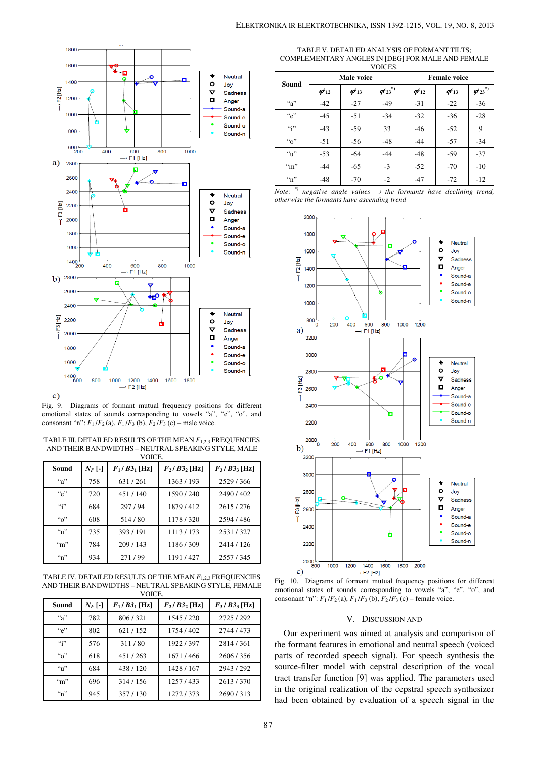Fig. 9. Diagrams of formant mutual frequency positions for different emotional states of sounds corresponding to vowels "a", "e", "o", and consonant "n": $F_1/F_2$ (a), $F_1/F_3$ (b), $F_2/F_3$ (c) – male voice.

TABLE III. DETAILED RESULTS OF THE MEAN $F_{1,2,3}$ FREQUENCIES AND THEIR BANDWIDTHS – NEUTRAL SPEAKING STYLE, MALE VOICE.

| Sound | $N_F$ [-] | $F_1$ / $B3_1$ [Hz] | $F_2$ / $B3_2$ [Hz] | $F_3$ / $B3_3$ [Hz] |
|---|---|---|---|---|
| "a" | 758 | 631 / 261 | 1363 / 193 | 2529 / 366 |
| "e" | 720 | 451 / 140 | 1590 / 240 | 2490 / 402 |
| "i" | 684 | 297 / 94 | 1879 / 412 | 2615 / 276 |
| "o" | 608 | 514 / 80 | 1178 / 320 | 2594 / 486 |
| "u" | 735 | 393 / 191 | 1113 / 173 | 2531 / 327 |
| "m" | 784 | 209 / 143 | 1186 / 309 | 2414 / 126 |
| "n" | 934 | 271 / 99 | 1191 / 427 | 2557 / 345 |

TABLE IV. DETAILED RESULTS OF THE MEAN $F_{1,2,3}$ FREQUENCIES AND THEIR BANDWIDTHS – NEUTRAL SPEAKING STYLE, FEMALE VOICE.

| Sound | $N_F$ [-] | $F_1$ / $B3_1$ [Hz] | $F_2$ / $B3_2$ [Hz] | $F_3$ / $B3_3$ [Hz] |
|---|---|---|---|---|
| "a" | 782 | 806 / 321 | 1545 / 220 | 2725 / 292 |
| "e" | 802 | 621 / 152 | 1754 / 402 | 2744 / 473 |
| "i" | 576 | 311 / 80 | 1922 / 397 | 2814 / 361 |
| "o" | 618 | 451 / 263 | 1671 / 466 | 2606 / 356 |
| "u" | 684 | 438 / 120 | 1428 / 167 | 2943 / 292 |
| "m" | 696 | 314 / 156 | 1257 / 433 | 2613 / 370 |
| "n" | 945 | 357 / 130 | 1272 / 373 | 2690 / 313 |

TABLE V. DETAILED ANALYSIS OF FORMANT TILTS; COMPLEMENTARY ANGLES IN [DEG] FOR MALE AND FEMALE VOICES.

| Sound | Male voice | | | Female voice | | |
|---|---|---|---|---|---|---|
| | $\varphi'_{12}$ | $\varphi'_{13}$ | $\varphi'_{23}$ *) | $\varphi'_{12}$ | $\varphi'_{13}$ | $\varphi'_{23}$ *) |
| "a" | -42 | -27 | -49 | -31 | -22 | -36 |
| "e" | -45 | -51 | -34 | -32 | -36 | -28 |
| "i" | -43 | -59 | 33 | -46 | -52 | 9 |
| "o" | -51 | -56 | -48 | -44 | -57 | -34 |
| "u" | -53 | -64 | -44 | -48 | -59 | -37 |
| "m" | -44 | -65 | -3 | -52 | -70 | -10 |
| "n" | -48 | -70 | -2 | -47 | -72 | -12 |

*Note:* *) *negative angle values* ⇒ *the formants have declining trend, otherwise the formants have ascending trend*

Fig. 10. Diagrams of formant mutual frequency positions for different emotional states of sounds corresponding to vowels "a", "e", "o", and consonant "n": $F_1/F_2$ (a), $F_1/F_3$ (b), $F_2/F_3$ (c) – female voice.

## V. DISCUSSION AND

Our experiment was aimed at analysis and comparison of the formant features in emotional and neutral speech (voiced parts of recorded speech signal). For speech synthesis the source-filter model with cepstral description of the vocal tract transfer function [9] was applied. The parameters used in the original realization of the cepstral speech synthesizer had been obtained by evaluation of a speech signal in the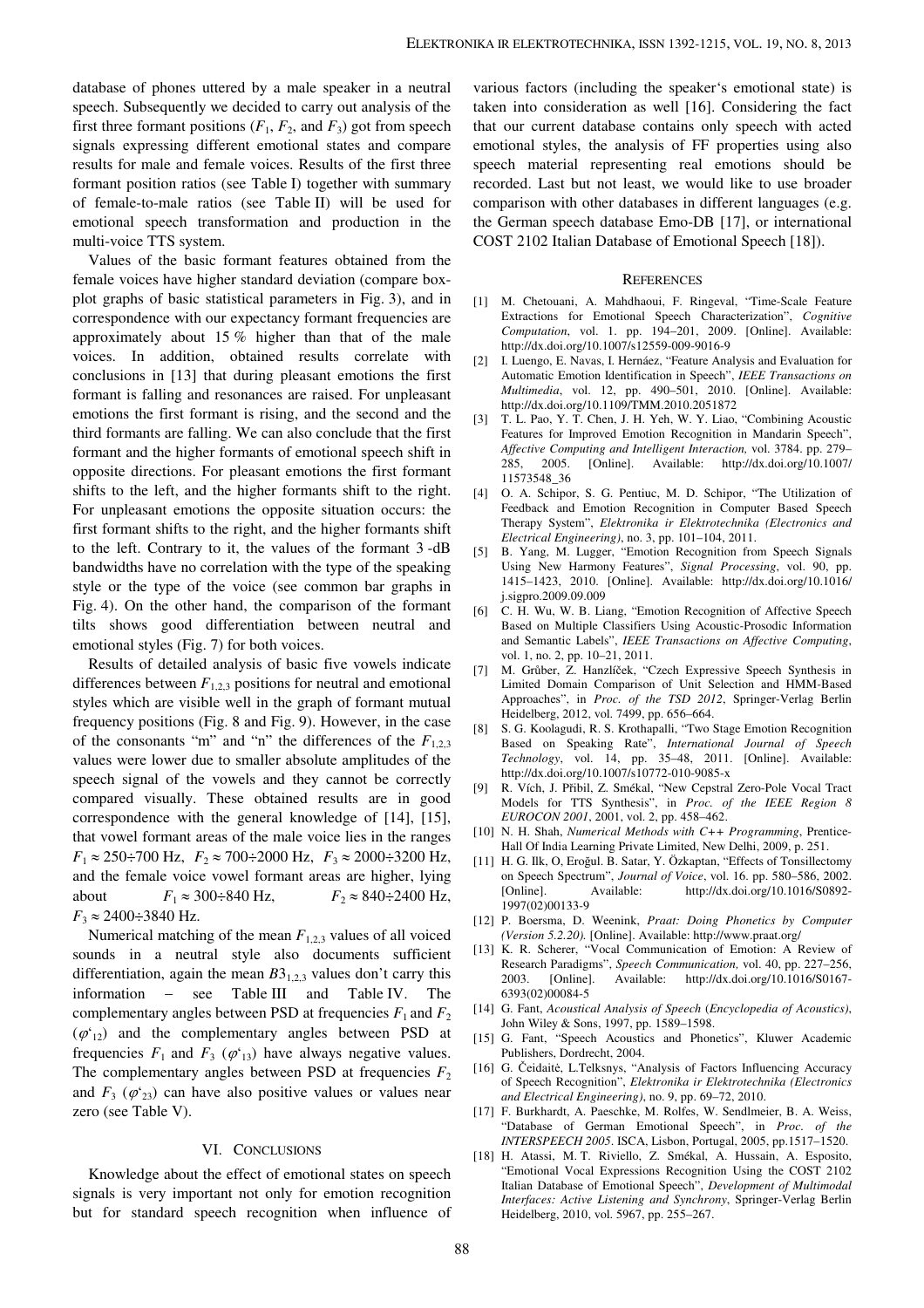database of phones uttered by a male speaker in a neutral speech. Subsequently we decided to carry out analysis of the first three formant positions ($F_1$, $F_2$, and $F_3$) got from speech signals expressing different emotional states and compare results for male and female voices. Results of the first three formant position ratios (see Table I) together with summary of female-to-male ratios (see Table II) will be used for emotional speech transformation and production in the multi-voice TTS system.

Values of the basic formant features obtained from the female voices have higher standard deviation (compare box-plot graphs of basic statistical parameters in Fig. 3), and in correspondence with our expectancy formant frequencies are approximately about 15 % higher than that of the male voices. In addition, obtained results correlate with conclusions in [13] that during pleasant emotions the first formant is falling and resonances are raised. For unpleasant emotions the first formant is rising, and the second and the third formants are falling. We can also conclude that the first formant and the higher formants of emotional speech shift in opposite directions. For pleasant emotions the first formant shifts to the left, and the higher formants shift to the right. For unpleasant emotions the opposite situation occurs: the first formant shifts to the right, and the higher formants shift to the left. Contrary to it, the values of the formant 3 -dB bandwidths have no correlation with the type of the speaking style or the type of the voice (see common bar graphs in Fig. 4). On the other hand, the comparison of the formant tilts shows good differentiation between neutral and emotional styles (Fig. 7) for both voices.

Results of detailed analysis of basic five vowels indicate differences between $F_{1,2,3}$ positions for neutral and emotional styles which are visible well in the graph of formant mutual frequency positions (Fig. 8 and Fig. 9). However, in the case of the consonants "m" and "n" the differences of the $F_{1,2,3}$ values were lower due to smaller absolute amplitudes of the speech signal of the vowels and they cannot be correctly compared visually. These obtained results are in good correspondence with the general knowledge of [14], [15], that vowel formant areas of the male voice lies in the ranges $F_1 \approx 250 \div 700$ Hz, $F_2 \approx 700 \div 2000$ Hz, $F_3 \approx 2000 \div 3200$ Hz, and the female voice vowel formant areas are higher, lying about $F_1 \approx 300 \div 840$ Hz, $F_2 \approx 840 \div 2400$ Hz, $F_3 \approx 2400 \div 3840$ Hz.

Numerical matching of the mean $F_{1,2,3}$ values of all voiced sounds in a neutral style also documents sufficient differentiation, again the mean $B3_{1,2,3}$ values don't carry this information – see Table III and Table IV. The complementary angles between PSD at frequencies $F_1$ and $F_2$ ($\varphi'_{12}$) and the complementary angles between PSD at frequencies $F_1$ and $F_3$ ($\varphi'_{13}$) have always negative values. The complementary angles between PSD at frequencies $F_2$ and $F_3$ ($\varphi'_{23}$) can have also positive values or values near zero (see Table V).

## VI. Conclusions

Knowledge about the effect of emotional states on speech signals is very important not only for emotion recognition but for standard speech recognition when influence of various factors (including the speaker's emotional state) is taken into consideration as well [16]. Considering the fact that our current database contains only speech with acted emotional styles, the analysis of FF properties using also speech material representing real emotions should be recorded. Last but not least, we would like to use broader comparison with other databases in different languages (e.g. the German speech database Emo-DB [17], or international COST 2102 Italian Database of Emotional Speech [18]).

## References

[1] M. Chetouani, A. Mahdhaoui, F. Ringeval, "Time-Scale Feature Extractions for Emotional Speech Characterization", *Cognitive Computation*, vol. 1. pp. 194–201, 2009. [Online]. Available: http://dx.doi.org/10.1007/s12559-009-9016-9

[2] I. Luengo, E. Navas, I. Hernáez, "Feature Analysis and Evaluation for Automatic Emotion Identification in Speech", *IEEE Transactions on Multimedia*, vol. 12, pp. 490–501, 2010. [Online]. Available: http://dx.doi.org/10.1109/TMM.2010.2051872

[3] T. L. Pao, Y. T. Chen, J. H. Yeh, W. Y. Liao, "Combining Acoustic Features for Improved Emotion Recognition in Mandarin Speech", *Affective Computing and Intelligent Interaction,* vol. 3784. pp. 279–285, 2005. [Online]. Available: http://dx.doi.org/10.1007/11573548_36

[4] O. A. Schipor, S. G. Pentiuc, M. D. Schipor, "The Utilization of Feedback and Emotion Recognition in Computer Based Speech Therapy System", *Elektronika ir Elektrotechnika (Electronics and Electrical Engineering)*, no. 3, pp. 101–104, 2011.

[5] B. Yang, M. Lugger, "Emotion Recognition from Speech Signals Using New Harmony Features", *Signal Processing*, vol. 90, pp. 1415–1423, 2010. [Online]. Available: http://dx.doi.org/10.1016/j.sigpro.2009.09.009

[6] C. H. Wu, W. B. Liang, "Emotion Recognition of Affective Speech Based on Multiple Classifiers Using Acoustic-Prosodic Information and Semantic Labels", *IEEE Transactions on Affective Computing*, vol. 1, no. 2, pp. 10–21, 2011.

[7] M. Grůber, Z. Hanzlíček, "Czech Expressive Speech Synthesis in Limited Domain Comparison of Unit Selection and HMM-Based Approaches", in *Proc. of the TSD 2012*, Springer-Verlag Berlin Heidelberg, 2012, vol. 7499, pp. 656–664.

[8] S. G. Koolagudi, R. S. Krothapalli, "Two Stage Emotion Recognition Based on Speaking Rate", *International Journal of Speech Technology*, vol. 14, pp. 35–48, 2011. [Online]. Available: http://dx.doi.org/10.1007/s10772-010-9085-x

[9] R. Vích, J. Přibil, Z. Smékal, "New Cepstral Zero-Pole Vocal Tract Models for TTS Synthesis", in *Proc. of the IEEE Region 8 EUROCON 2001*, 2001, vol. 2, pp. 458–462.

[10] N. H. Shah, *Numerical Methods with C++ Programming*, Prentice-Hall Of India Learning Private Limited, New Delhi, 2009, p. 251.

[11] H. G. Ilk, O, Eroğul. B. Satar, Y. Özkaptan, "Effects of Tonsillectomy on Speech Spectrum", *Journal of Voice*, vol. 16. pp. 580–586, 2002. [Online]. Available: http://dx.doi.org/10.1016/S0892-1997(02)00133-9

[12] P. Boersma, D. Weenink, *Praat: Doing Phonetics by Computer (Version 5.2.20).* [Online]. Available: http://www.praat.org/

[13] K. R. Scherer, "Vocal Communication of Emotion: A Review of Research Paradigms", *Speech Communication,* vol. 40, pp. 227–256, 2003. [Online]. Available: http://dx.doi.org/10.1016/S0167-6393(02)00084-5

[14] G. Fant, *Acoustical Analysis of Speech* (*Encyclopedia of Acoustics)*, John Wiley & Sons, 1997, pp. 1589–1598.

[15] G. Fant, "Speech Acoustics and Phonetics", Kluwer Academic Publishers, Dordrecht, 2004.

[16] G. Čeidaitė, L.Telksnys, "Analysis of Factors Influencing Accuracy of Speech Recognition", *Elektronika ir Elektrotechnika (Electronics and Electrical Engineering)*, no. 9, pp. 69–72, 2010.

[17] F. Burkhardt, A. Paeschke, M. Rolfes, W. Sendlmeier, B. A. Weiss, "Database of German Emotional Speech", in *Proc. of the INTERSPEECH 2005*. ISCA, Lisbon, Portugal, 2005, pp.1517–1520.

[18] H. Atassi, M. T. Riviello, Z. Smékal, A. Hussain, A. Esposito, "Emotional Vocal Expressions Recognition Using the COST 2102 Italian Database of Emotional Speech", *Development of Multimodal Interfaces: Active Listening and Synchrony*, Springer-Verlag Berlin Heidelberg, 2010, vol. 5967, pp. 255–267.